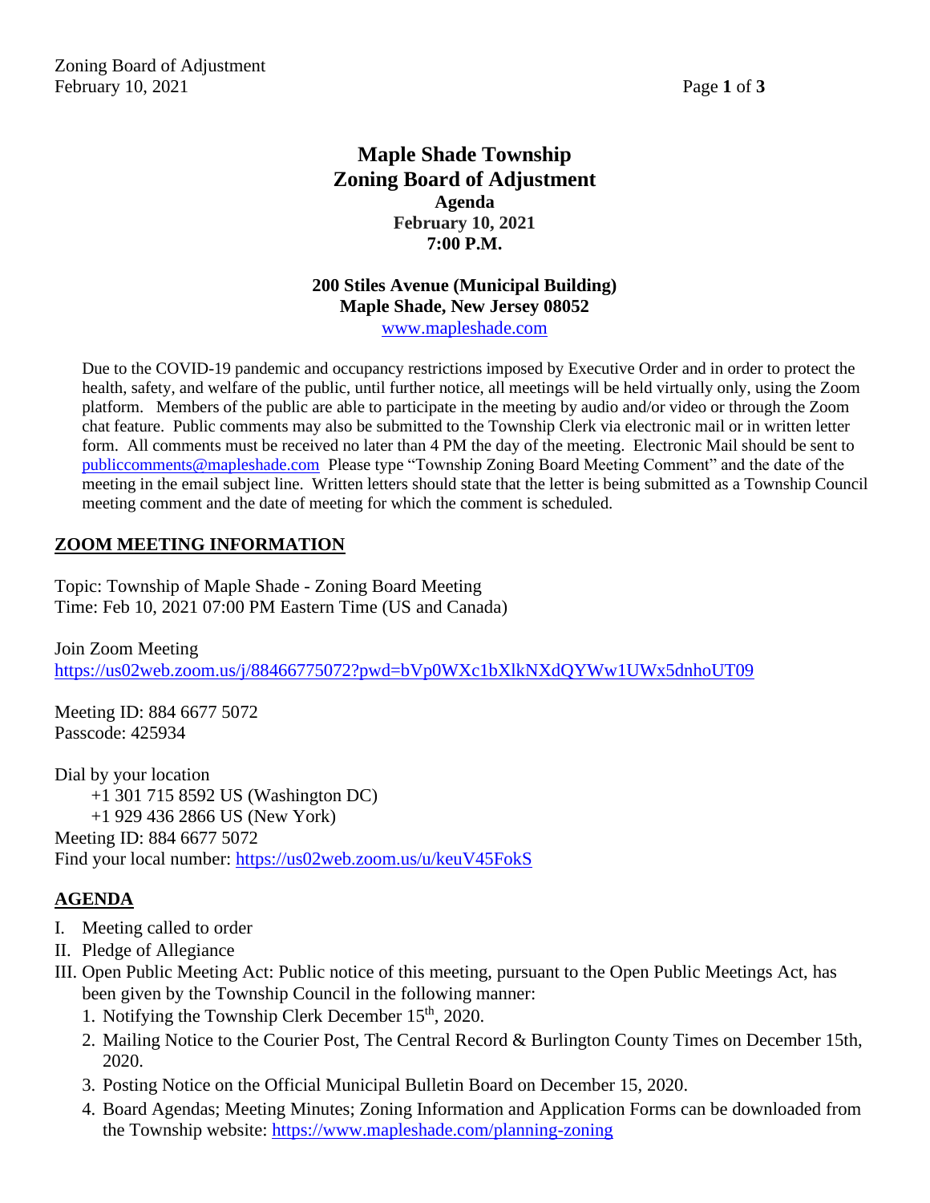# Maple Shade Township
# Zoning Board of Adjustment

**Agenda**
**February 10, 2021**
**7:00 P.M.**

**200 Stiles Avenue (Municipal Building)**
**Maple Shade, New Jersey 08052**
www.mapleshade.com

Due to the COVID-19 pandemic and occupancy restrictions imposed by Executive Order and in order to protect the health, safety, and welfare of the public, until further notice, all meetings will be held virtually only, using the Zoom platform. Members of the public are able to participate in the meeting by audio and/or video or through the Zoom chat feature. Public comments may also be submitted to the Township Clerk via electronic mail or in written letter form. All comments must be received no later than 4 PM the day of the meeting. Electronic Mail should be sent to publiccomments@mapleshade.com Please type "Township Zoning Board Meeting Comment" and the date of the meeting in the email subject line. Written letters should state that the letter is being submitted as a Township Council meeting comment and the date of meeting for which the comment is scheduled.

## ZOOM MEETING INFORMATION

Topic: Township of Maple Shade - Zoning Board Meeting
Time: Feb 10, 2021 07:00 PM Eastern Time (US and Canada)

Join Zoom Meeting
https://us02web.zoom.us/j/88466775072?pwd=bVp0WXc1bXlkNXdQYWw1UWx5dnhoUT09

Meeting ID: 884 6677 5072
Passcode: 425934

Dial by your location
+1 301 715 8592 US (Washington DC)
+1 929 436 2866 US (New York)
Meeting ID: 884 6677 5072
Find your local number: https://us02web.zoom.us/u/keuV45FokS

## AGENDA

I. Meeting called to order
II. Pledge of Allegiance
III. Open Public Meeting Act: Public notice of this meeting, pursuant to the Open Public Meetings Act, has been given by the Township Council in the following manner:
   1. Notifying the Township Clerk December 15th, 2020.
   2. Mailing Notice to the Courier Post, The Central Record & Burlington County Times on December 15th, 2020.
   3. Posting Notice on the Official Municipal Bulletin Board on December 15, 2020.
   4. Board Agendas; Meeting Minutes; Zoning Information and Application Forms can be downloaded from the Township website: https://www.mapleshade.com/planning-zoning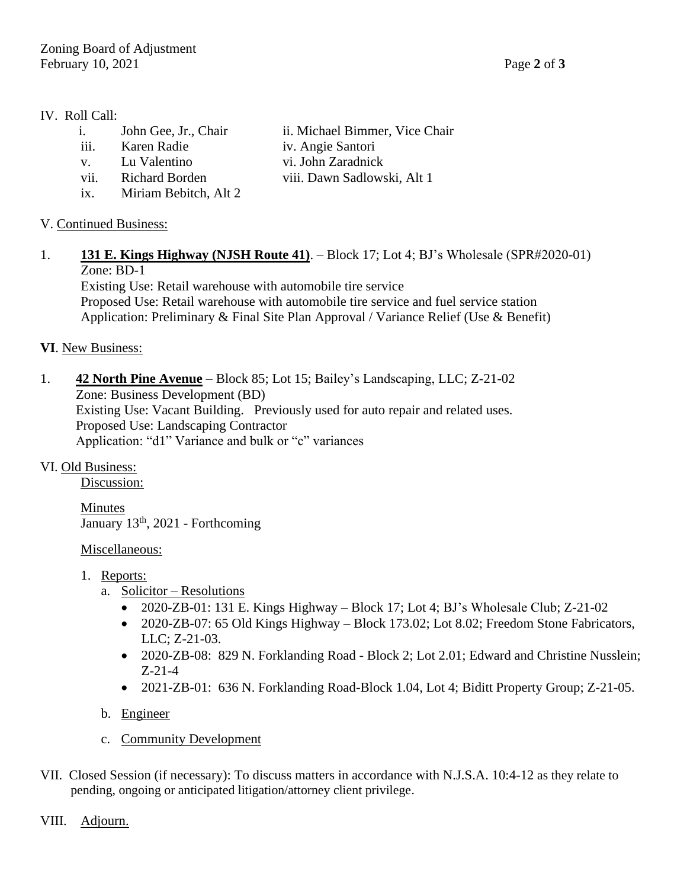IV. Roll Call:

i. John Gee, Jr., Chair
ii. Michael Bimmer, Vice Chair
iii. Karen Radie
iv. Angie Santori
v. Lu Valentino
vi. John Zaradnick
vii. Richard Borden
viii. Dawn Sadlowski, Alt 1
ix. Miriam Bebitch, Alt 2

V. Continued Business:

1. **131 E. Kings Highway (NJSH Route 41)**. – Block 17; Lot 4; BJ's Wholesale (SPR#2020-01)
   Zone: BD-1
   Existing Use: Retail warehouse with automobile tire service
   Proposed Use: Retail warehouse with automobile tire service and fuel service station
   Application: Preliminary & Final Site Plan Approval / Variance Relief (Use & Benefit)

**VI**. New Business:

1. **42 North Pine Avenue** – Block 85; Lot 15; Bailey's Landscaping, LLC; Z-21-02
   Zone: Business Development (BD)
   Existing Use: Vacant Building. Previously used for auto repair and related uses.
   Proposed Use: Landscaping Contractor
   Application: "d1" Variance and bulk or "c" variances

VI. Old Business:

Discussion:

Minutes
January 13th, 2021 - Forthcoming

Miscellaneous:

1. Reports:
   a. Solicitor – Resolutions
      - 2020-ZB-01: 131 E. Kings Highway – Block 17; Lot 4; BJ's Wholesale Club; Z-21-02
      - 2020-ZB-07: 65 Old Kings Highway – Block 173.02; Lot 8.02; Freedom Stone Fabricators, LLC; Z-21-03.
      - 2020-ZB-08: 829 N. Forklanding Road - Block 2; Lot 2.01; Edward and Christine Nusslein; Z-21-4
      - 2021-ZB-01: 636 N. Forklanding Road-Block 1.04, Lot 4; Biditt Property Group; Z-21-05.
   b. Engineer
   c. Community Development

VII. Closed Session (if necessary): To discuss matters in accordance with N.J.S.A. 10:4-12 as they relate to pending, ongoing or anticipated litigation/attorney client privilege.

VIII. Adjourn.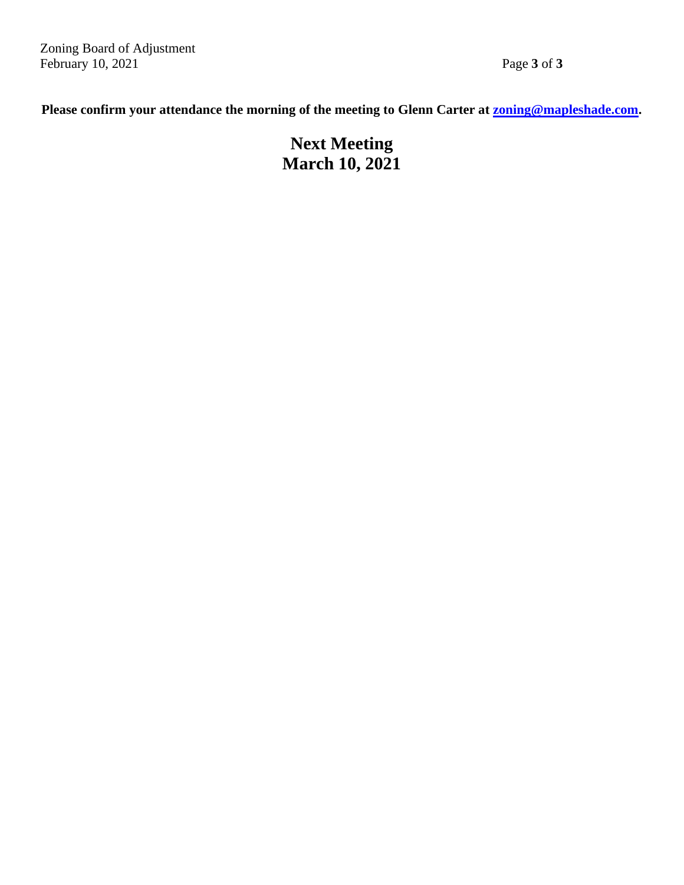**Please confirm your attendance the morning of the meeting to Glenn Carter at zoning@mapleshade.com.**

## Next Meeting
## March 10, 2021